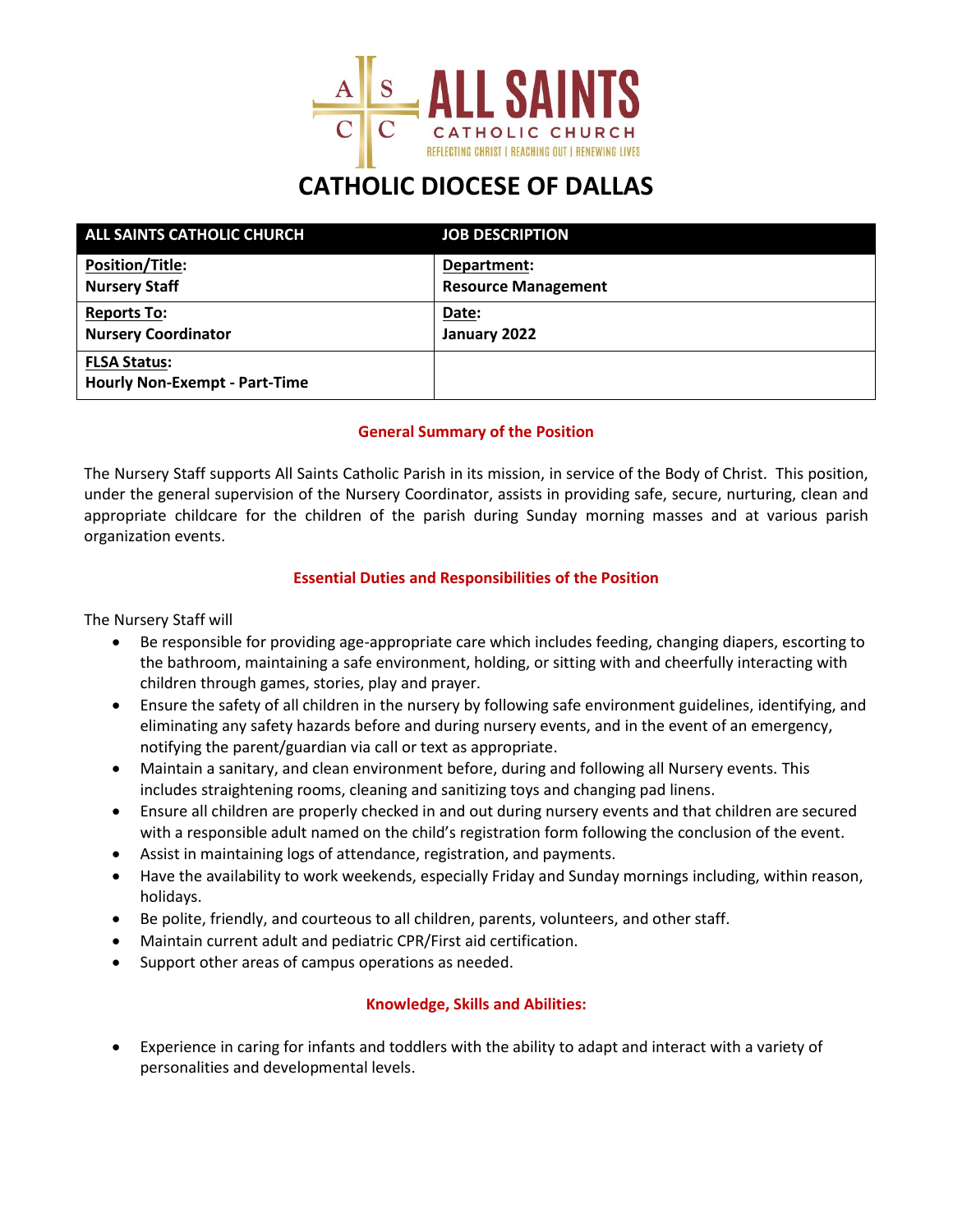ALL SAINTS CATHOLIC CHURCH

REFLECTING CHRIST | REACHING OUT | RENEWING LIVES

# CATHOLIC DIOCESE OF DALLAS

| ALL SAINTS CATHOLIC CHURCH | JOB DESCRIPTION |
|---|---|
| **Position/Title:** **Nursery Staff** | **Department:** **Resource Management** |
| **Reports To:** **Nursery Coordinator** | **Date:** **January 2022** |
| **FLSA Status:** **Hourly Non-Exempt - Part-Time** | |

## General Summary of the Position

The Nursery Staff supports All Saints Catholic Parish in its mission, in service of the Body of Christ. This position, under the general supervision of the Nursery Coordinator, assists in providing safe, secure, nurturing, clean and appropriate childcare for the children of the parish during Sunday morning masses and at various parish organization events.

## Essential Duties and Responsibilities of the Position

The Nursery Staff will

- Be responsible for providing age-appropriate care which includes feeding, changing diapers, escorting to the bathroom, maintaining a safe environment, holding, or sitting with and cheerfully interacting with children through games, stories, play and prayer.
- Ensure the safety of all children in the nursery by following safe environment guidelines, identifying, and eliminating any safety hazards before and during nursery events, and in the event of an emergency, notifying the parent/guardian via call or text as appropriate.
- Maintain a sanitary, and clean environment before, during and following all Nursery events. This includes straightening rooms, cleaning and sanitizing toys and changing pad linens.
- Ensure all children are properly checked in and out during nursery events and that children are secured with a responsible adult named on the child's registration form following the conclusion of the event.
- Assist in maintaining logs of attendance, registration, and payments.
- Have the availability to work weekends, especially Friday and Sunday mornings including, within reason, holidays.
- Be polite, friendly, and courteous to all children, parents, volunteers, and other staff.
- Maintain current adult and pediatric CPR/First aid certification.
- Support other areas of campus operations as needed.

## Knowledge, Skills and Abilities:

- Experience in caring for infants and toddlers with the ability to adapt and interact with a variety of personalities and developmental levels.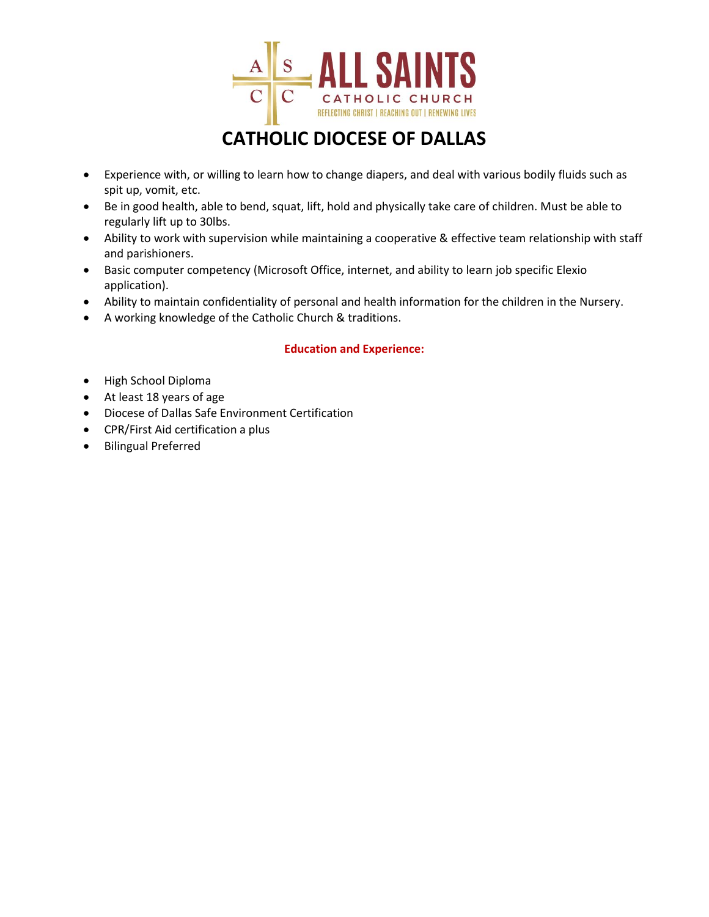ALL SAINTS CATHOLIC CHURCH

REFLECTING CHRIST | REACHING OUT | RENEWING LIVES

# CATHOLIC DIOCESE OF DALLAS

- Experience with, or willing to learn how to change diapers, and deal with various bodily fluids such as spit up, vomit, etc.
- Be in good health, able to bend, squat, lift, hold and physically take care of children. Must be able to regularly lift up to 30lbs.
- Ability to work with supervision while maintaining a cooperative & effective team relationship with staff and parishioners.
- Basic computer competency (Microsoft Office, internet, and ability to learn job specific Elexio application).
- Ability to maintain confidentiality of personal and health information for the children in the Nursery.
- A working knowledge of the Catholic Church & traditions.

## Education and Experience:

- High School Diploma
- At least 18 years of age
- Diocese of Dallas Safe Environment Certification
- CPR/First Aid certification a plus
- Bilingual Preferred